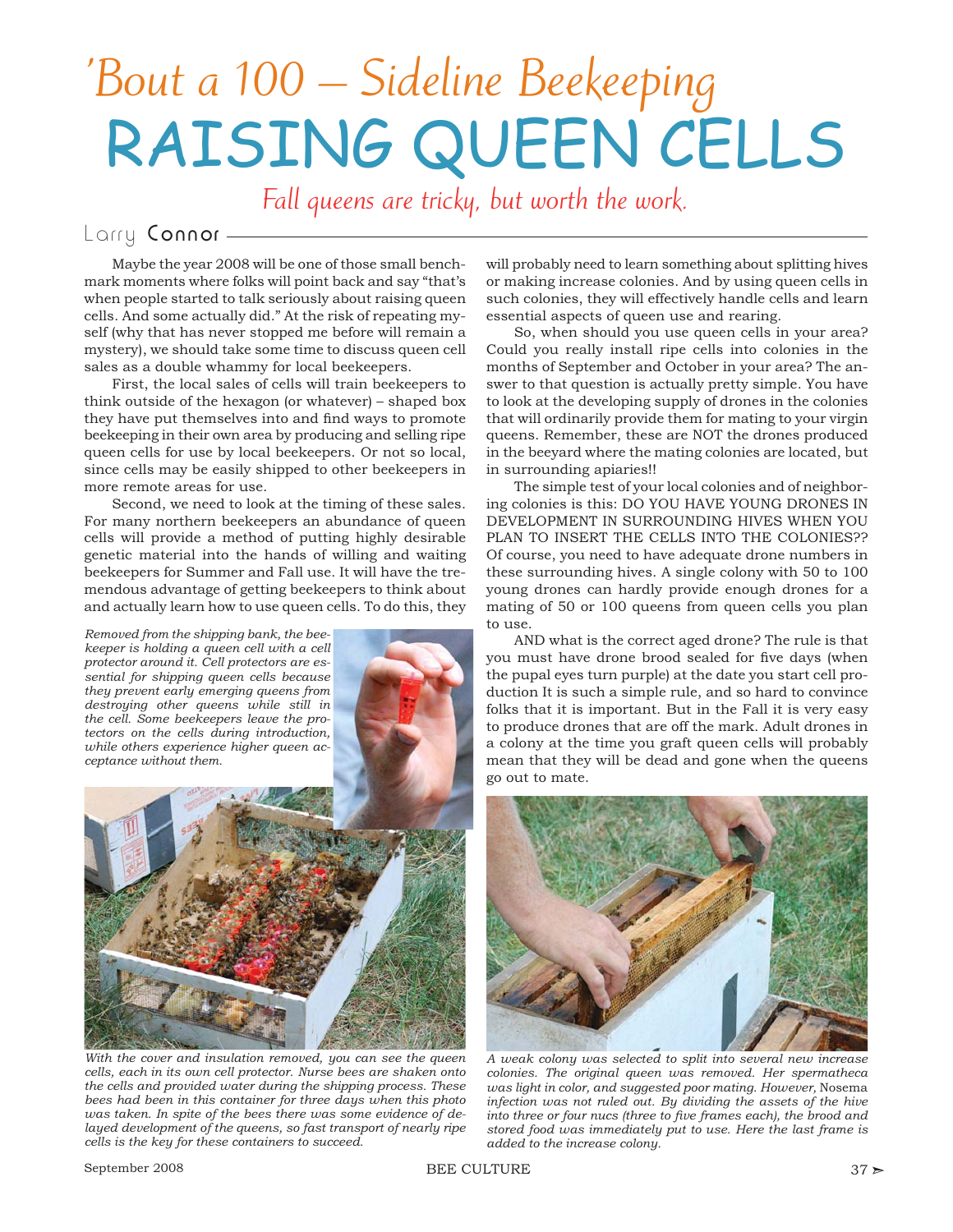# 'Bout a 100 – Sideline Beekeeping

# RAISING QUEEN CELLS

*Fall queens are tricky, but worth the work.*

Larry **Connor**

Maybe the year 2008 will be one of those small benchmark moments where folks will point back and say "that's when people started to talk seriously about raising queen cells. And some actually did." At the risk of repeating myself (why that has never stopped me before will remain a mystery), we should take some time to discuss queen cell sales as a double whammy for local beekeepers.

First, the local sales of cells will train beekeepers to think outside of the hexagon (or whatever) – shaped box they have put themselves into and find ways to promote beekeeping in their own area by producing and selling ripe queen cells for use by local beekeepers. Or not so local, since cells may be easily shipped to other beekeepers in more remote areas for use.

Second, we need to look at the timing of these sales. For many northern beekeepers an abundance of queen cells will provide a method of putting highly desirable genetic material into the hands of willing and waiting beekeepers for Summer and Fall use. It will have the tremendous advantage of getting beekeepers to think about and actually learn how to use queen cells. To do this, they will probably need to learn something about splitting hives or making increase colonies. And by using queen cells in such colonies, they will effectively handle cells and learn essential aspects of queen use and rearing.

*Removed from the shipping bank, the beekeeper is holding a queen cell with a cell protector around it. Cell protectors are essential for shipping queen cells because they prevent early emerging queens from destroying other queens while still in the cell. Some beekeepers leave the protectors on the cells during introduction, while others experience higher queen acceptance without them.*

*With the cover and insulation removed, you can see the queen cells, each in its own cell protector. Nurse bees are shaken onto the cells and provided water during the shipping process. These bees had been in this container for three days when this photo was taken. In spite of the bees there was some evidence of delayed development of the queens, so fast transport of nearly ripe cells is the key for these containers to succeed.*

So, when should you use queen cells in your area? Could you really install ripe cells into colonies in the months of September and October in your area? The answer to that question is actually pretty simple. You have to look at the developing supply of drones in the colonies that will ordinarily provide them for mating to your virgin queens. Remember, these are NOT the drones produced in the beeyard where the mating colonies are located, but in surrounding apiaries!!

The simple test of your local colonies and of neighboring colonies is this: DO YOU HAVE YOUNG DRONES IN DEVELOPMENT IN SURROUNDING HIVES WHEN YOU PLAN TO INSERT THE CELLS INTO THE COLONIES?? Of course, you need to have adequate drone numbers in these surrounding hives. A single colony with 50 to 100 young drones can hardly provide enough drones for a mating of 50 or 100 queens from queen cells you plan to use.

AND what is the correct aged drone? The rule is that you must have drone brood sealed for five days (when the pupal eyes turn purple) at the date you start cell production It is such a simple rule, and so hard to convince folks that it is important. But in the Fall it is very easy to produce drones that are off the mark. Adult drones in a colony at the time you graft queen cells will probably mean that they will be dead and gone when the queens go out to mate.

*A weak colony was selected to split into several new increase colonies. The original queen was removed. Her spermatheca was light in color, and suggested poor mating. However,* Nosema *infection was not ruled out. By dividing the assets of the hive into three or four nucs (three to five frames each), the brood and stored food was immediately put to use. Here the last frame is added to the increase colony.*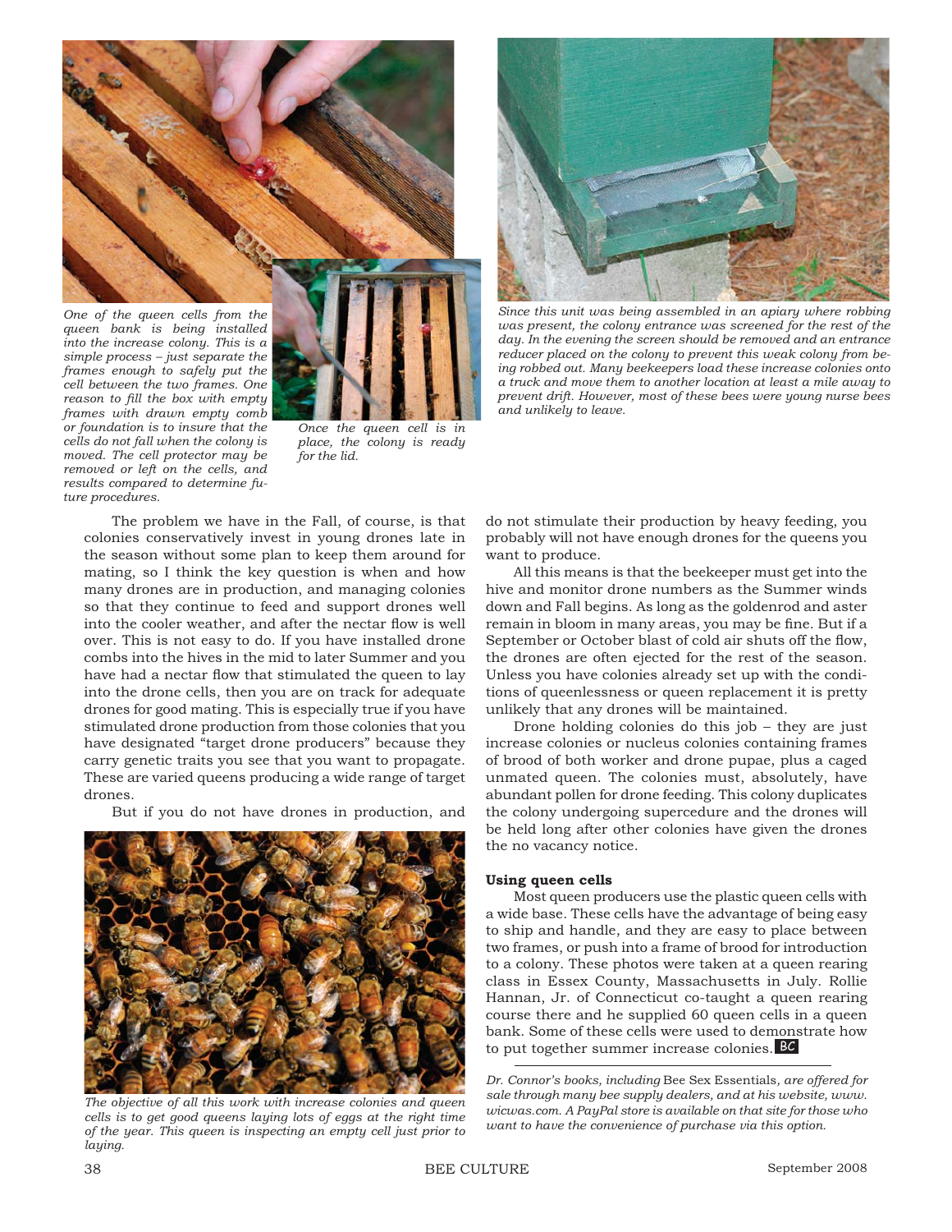*One of the queen cells from the queen bank is being installed into the increase colony. This is a simple process – just separate the frames enough to safely put the cell between the two frames. One reason to fill the box with empty frames with drawn empty comb or foundation is to insure that the cells do not fall when the colony is moved. The cell protector may be removed or left on the cells, and results compared to determine future procedures.*

*Once the queen cell is in place, the colony is ready for the lid.*

*Since this unit was being assembled in an apiary where robbing was present, the colony entrance was screened for the rest of the day. In the evening the screen should be removed and an entrance reducer placed on the colony to prevent this weak colony from being robbed out. Many beekeepers load these increase colonies onto a truck and move them to another location at least a mile away to prevent drift. However, most of these bees were young nurse bees and unlikely to leave.*

The problem we have in the Fall, of course, is that colonies conservatively invest in young drones late in the season without some plan to keep them around for mating, so I think the key question is when and how many drones are in production, and managing colonies so that they continue to feed and support drones well into the cooler weather, and after the nectar flow is well over. This is not easy to do. If you have installed drone combs into the hives in the mid to later Summer and you have had a nectar flow that stimulated the queen to lay into the drone cells, then you are on track for adequate drones for good mating. This is especially true if you have stimulated drone production from those colonies that you have designated "target drone producers" because they carry genetic traits you see that you want to propagate. These are varied queens producing a wide range of target drones.

But if you do not have drones in production, and do not stimulate their production by heavy feeding, you probably will not have enough drones for the queens you want to produce.

*The objective of all this work with increase colonies and queen cells is to get good queens laying lots of eggs at the right time of the year. This queen is inspecting an empty cell just prior to laying.*

All this means is that the beekeeper must get into the hive and monitor drone numbers as the Summer winds down and Fall begins. As long as the goldenrod and aster remain in bloom in many areas, you may be fine. But if a September or October blast of cold air shuts off the flow, the drones are often ejected for the rest of the season. Unless you have colonies already set up with the conditions of queenlessness or queen replacement it is pretty unlikely that any drones will be maintained.

Drone holding colonies do this job – they are just increase colonies or nucleus colonies containing frames of brood of both worker and drone pupae, plus a caged unmated queen. The colonies must, absolutely, have abundant pollen for drone feeding. This colony duplicates the colony undergoing supercedure and the drones will be held long after other colonies have given the drones the no vacancy notice.

**Using queen cells**

Most queen producers use the plastic queen cells with a wide base. These cells have the advantage of being easy to ship and handle, and they are easy to place between two frames, or push into a frame of brood for introduction to a colony. These photos were taken at a queen rearing class in Essex County, Massachusetts in July. Rollie Hannan, Jr. of Connecticut co-taught a queen rearing course there and he supplied 60 queen cells in a queen bank. Some of these cells were used to demonstrate how to put together summer increase colonies. BC

---

*Dr. Connor's books, including* Bee Sex Essentials*, are offered for sale through many bee supply dealers, and at his website, www.wicwas.com. A PayPal store is available on that site for those who want to have the convenience of purchase via this option.*